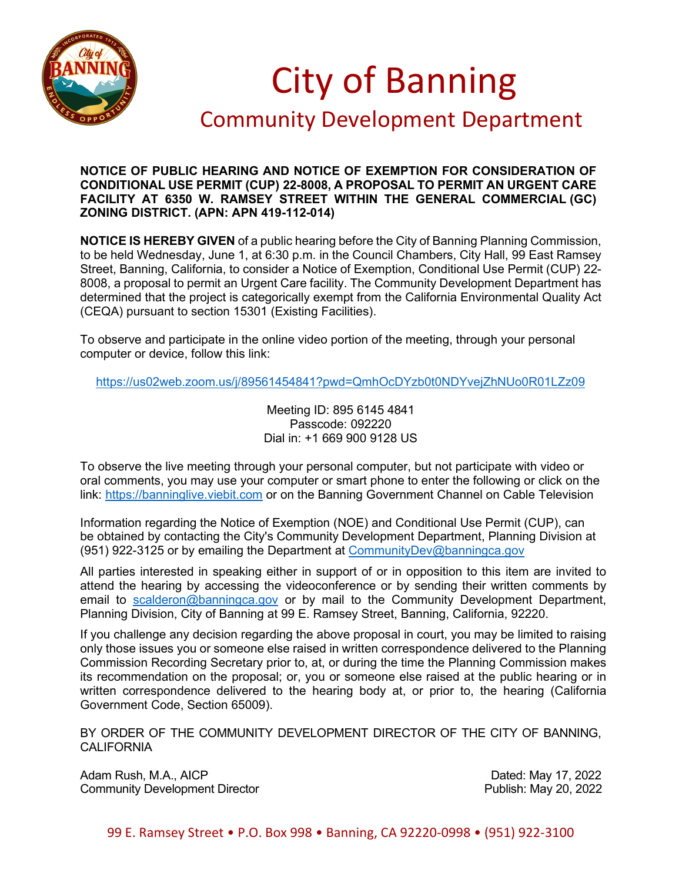# City of Banning

## Community Development Department

**NOTICE OF PUBLIC HEARING AND NOTICE OF EXEMPTION FOR CONSIDERATION OF CONDITIONAL USE PERMIT (CUP) 22-8008, A PROPOSAL TO PERMIT AN URGENT CARE FACILITY AT 6350 W. RAMSEY STREET WITHIN THE GENERAL COMMERCIAL (GC) ZONING DISTRICT. (APN: APN 419-112-014)**

**NOTICE IS HEREBY GIVEN** of a public hearing before the City of Banning Planning Commission, to be held Wednesday, June 1, at 6:30 p.m. in the Council Chambers, City Hall, 99 East Ramsey Street, Banning, California, to consider a Notice of Exemption, Conditional Use Permit (CUP) 22-8008, a proposal to permit an Urgent Care facility. The Community Development Department has determined that the project is categorically exempt from the California Environmental Quality Act (CEQA) pursuant to section 15301 (Existing Facilities).

To observe and participate in the online video portion of the meeting, through your personal computer or device, follow this link:

https://us02web.zoom.us/j/89561454841?pwd=QmhOcDYzb0t0NDYvejZhNUo0R01LZz09

Meeting ID: 895 6145 4841
Passcode: 092220
Dial in: +1 669 900 9128 US

To observe the live meeting through your personal computer, but not participate with video or oral comments, you may use your computer or smart phone to enter the following or click on the link: https://banninglive.viebit.com or on the Banning Government Channel on Cable Television

Information regarding the Notice of Exemption (NOE) and Conditional Use Permit (CUP), can be obtained by contacting the City's Community Development Department, Planning Division at (951) 922-3125 or by emailing the Department at CommunityDev@banningca.gov

All parties interested in speaking either in support of or in opposition to this item are invited to attend the hearing by accessing the videoconference or by sending their written comments by email to scalderon@banningca.gov or by mail to the Community Development Department, Planning Division, City of Banning at 99 E. Ramsey Street, Banning, California, 92220.

If you challenge any decision regarding the above proposal in court, you may be limited to raising only those issues you or someone else raised in written correspondence delivered to the Planning Commission Recording Secretary prior to, at, or during the time the Planning Commission makes its recommendation on the proposal; or, you or someone else raised at the public hearing or in written correspondence delivered to the hearing body at, or prior to, the hearing (California Government Code, Section 65009).

BY ORDER OF THE COMMUNITY DEVELOPMENT DIRECTOR OF THE CITY OF BANNING, CALIFORNIA

Adam Rush, M.A., AICP
Community Development Director

Dated: May 17, 2022
Publish: May 20, 2022

99 E. Ramsey Street • P.O. Box 998 • Banning, CA 92220-0998 • (951) 922-3100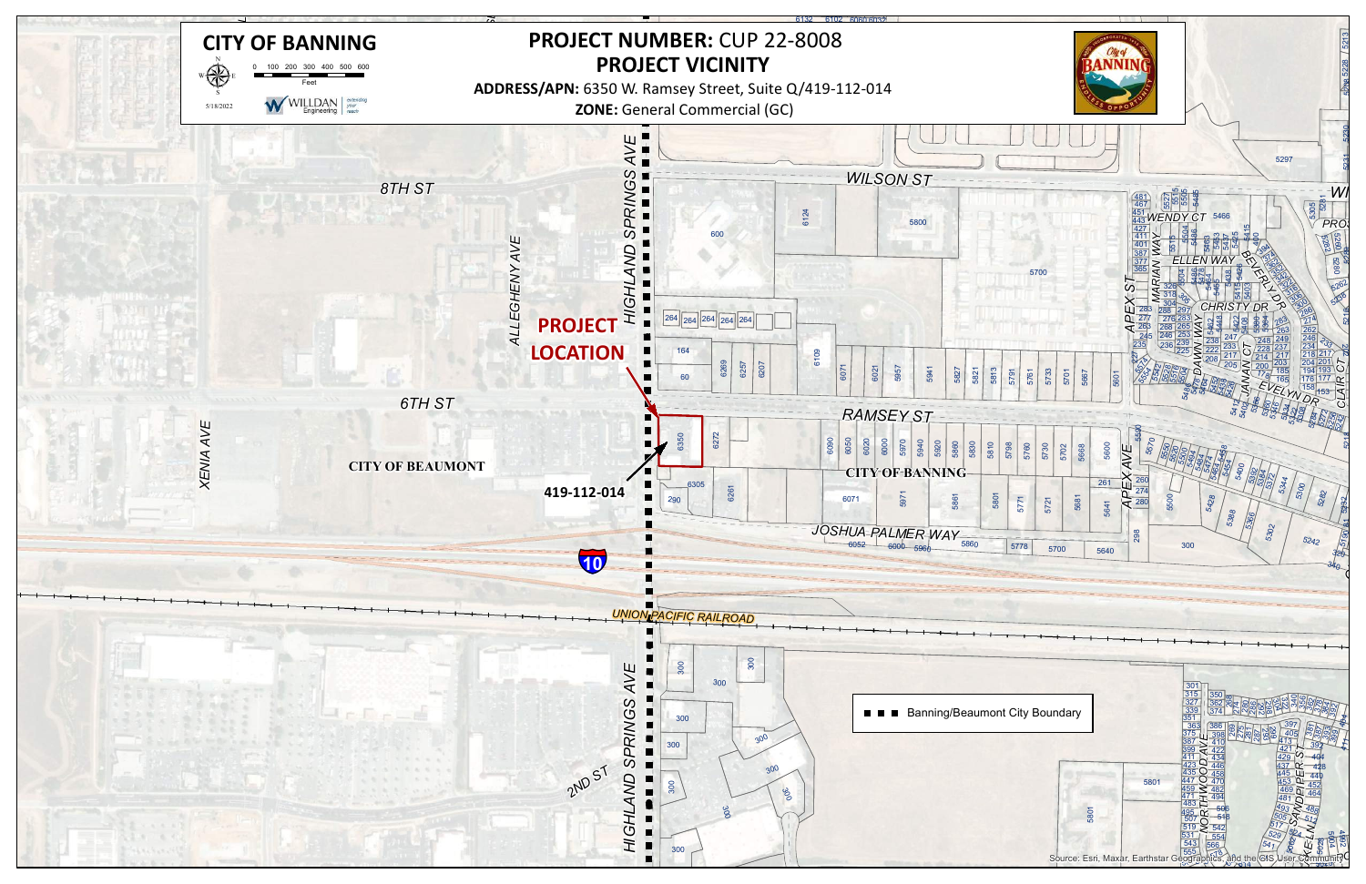# CITY OF BANNING

0 100 200 300 400 500 600
Feet

5/18/2022

WILLDAN Engineering | extending your reach

## PROJECT NUMBER: CUP 22-8008

## PROJECT VICINITY

**ADDRESS/APN:** 6350 W. Ramsey Street, Suite Q/419-112-014

**ZONE:** General Commercial (GC)

**PROJECT LOCATION**

419-112-014

CITY OF BEAUMONT

CITY OF BANNING

HIGHLAND SPRINGS AVE

ALLEGHENY AVE

XENIA AVE

8TH ST

6TH ST

WILSON ST

RAMSEY ST

JOSHUA PALMER WAY

APEX AVE

APEX ST

MARIAN WAY

WENDY CT

ELLEN WAY

CHRISTY DR

BEVERLY DR

EVELYN DR

DAWN WAY

JANAN CT

CLAIR CT

2ND ST

NORTHWOOD AVE

SANDPIPER ST

UNION PACIFIC RAILROAD

10

Banning/Beaumont City Boundary

Source: Esri, Maxar, Earthstar Geographics, and the GIS User Community